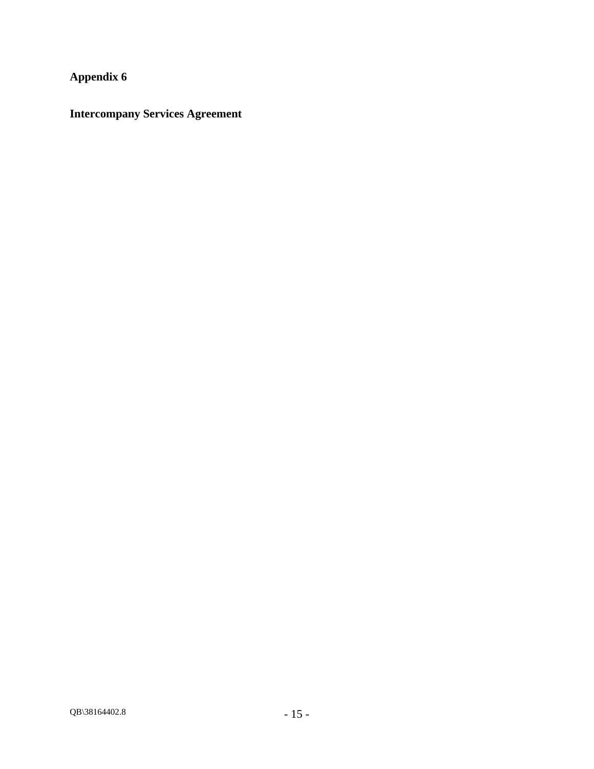**Appendix 6**

**Intercompany Services Agreement**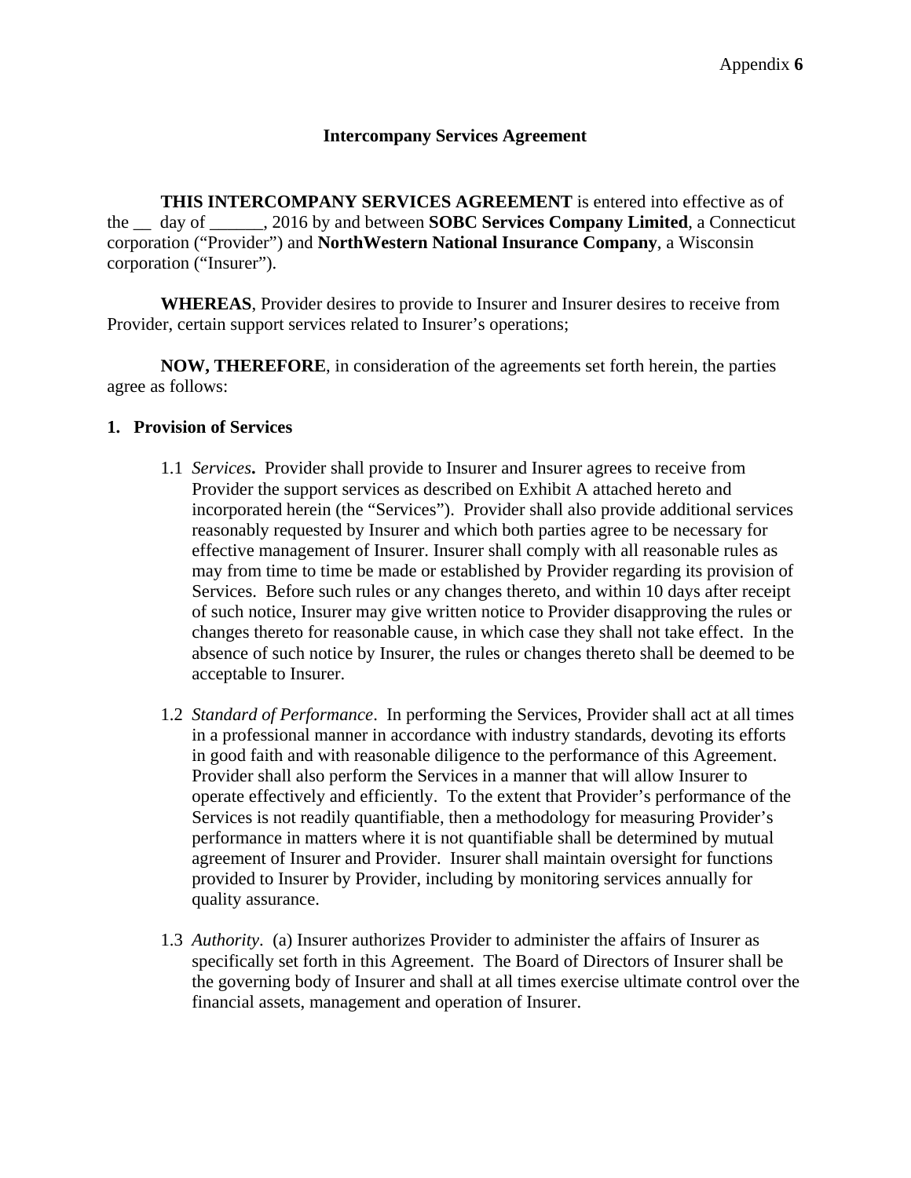Appendix **6**

**Intercompany Services Agreement**

**THIS INTERCOMPANY SERVICES AGREEMENT** is entered into effective as of the __ day of ______, 2016 by and between **SOBC Services Company Limited**, a Connecticut corporation ("Provider") and **NorthWestern National Insurance Company**, a Wisconsin corporation ("Insurer").

**WHEREAS**, Provider desires to provide to Insurer and Insurer desires to receive from Provider, certain support services related to Insurer's operations;

**NOW, THEREFORE**, in consideration of the agreements set forth herein, the parties agree as follows:

**1. Provision of Services**

1.1 *Services***.** Provider shall provide to Insurer and Insurer agrees to receive from Provider the support services as described on Exhibit A attached hereto and incorporated herein (the "Services"). Provider shall also provide additional services reasonably requested by Insurer and which both parties agree to be necessary for effective management of Insurer. Insurer shall comply with all reasonable rules as may from time to time be made or established by Provider regarding its provision of Services. Before such rules or any changes thereto, and within 10 days after receipt of such notice, Insurer may give written notice to Provider disapproving the rules or changes thereto for reasonable cause, in which case they shall not take effect. In the absence of such notice by Insurer, the rules or changes thereto shall be deemed to be acceptable to Insurer.

1.2 *Standard of Performance*. In performing the Services, Provider shall act at all times in a professional manner in accordance with industry standards, devoting its efforts in good faith and with reasonable diligence to the performance of this Agreement. Provider shall also perform the Services in a manner that will allow Insurer to operate effectively and efficiently. To the extent that Provider's performance of the Services is not readily quantifiable, then a methodology for measuring Provider's performance in matters where it is not quantifiable shall be determined by mutual agreement of Insurer and Provider. Insurer shall maintain oversight for functions provided to Insurer by Provider, including by monitoring services annually for quality assurance.

1.3 *Authority*. (a) Insurer authorizes Provider to administer the affairs of Insurer as specifically set forth in this Agreement. The Board of Directors of Insurer shall be the governing body of Insurer and shall at all times exercise ultimate control over the financial assets, management and operation of Insurer.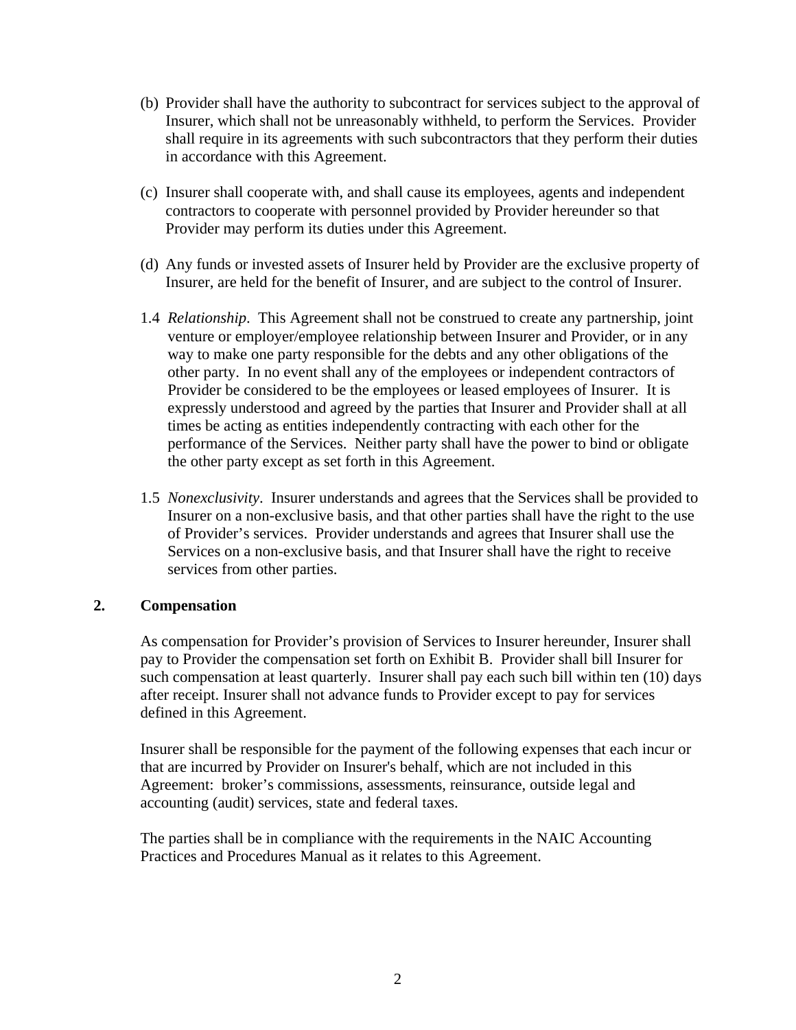(b) Provider shall have the authority to subcontract for services subject to the approval of Insurer, which shall not be unreasonably withheld, to perform the Services. Provider shall require in its agreements with such subcontractors that they perform their duties in accordance with this Agreement.

(c) Insurer shall cooperate with, and shall cause its employees, agents and independent contractors to cooperate with personnel provided by Provider hereunder so that Provider may perform its duties under this Agreement.

(d) Any funds or invested assets of Insurer held by Provider are the exclusive property of Insurer, are held for the benefit of Insurer, and are subject to the control of Insurer.

1.4 *Relationship*. This Agreement shall not be construed to create any partnership, joint venture or employer/employee relationship between Insurer and Provider, or in any way to make one party responsible for the debts and any other obligations of the other party. In no event shall any of the employees or independent contractors of Provider be considered to be the employees or leased employees of Insurer. It is expressly understood and agreed by the parties that Insurer and Provider shall at all times be acting as entities independently contracting with each other for the performance of the Services. Neither party shall have the power to bind or obligate the other party except as set forth in this Agreement.

1.5 *Nonexclusivity*. Insurer understands and agrees that the Services shall be provided to Insurer on a non-exclusive basis, and that other parties shall have the right to the use of Provider's services. Provider understands and agrees that Insurer shall use the Services on a non-exclusive basis, and that Insurer shall have the right to receive services from other parties.

## 2. Compensation

As compensation for Provider's provision of Services to Insurer hereunder, Insurer shall pay to Provider the compensation set forth on Exhibit B. Provider shall bill Insurer for such compensation at least quarterly. Insurer shall pay each such bill within ten (10) days after receipt. Insurer shall not advance funds to Provider except to pay for services defined in this Agreement.

Insurer shall be responsible for the payment of the following expenses that each incur or that are incurred by Provider on Insurer's behalf, which are not included in this Agreement: broker's commissions, assessments, reinsurance, outside legal and accounting (audit) services, state and federal taxes.

The parties shall be in compliance with the requirements in the NAIC Accounting Practices and Procedures Manual as it relates to this Agreement.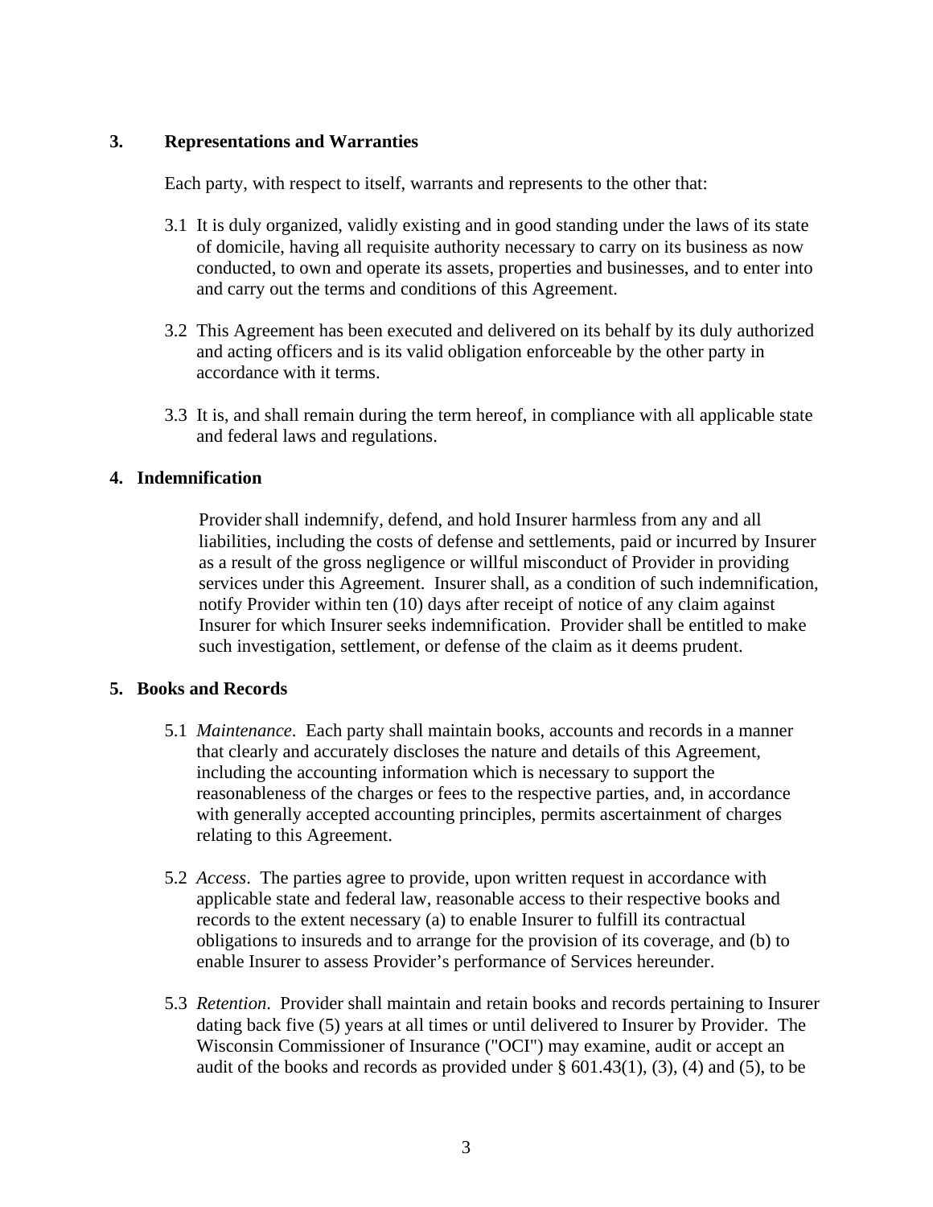## 3. Representations and Warranties

Each party, with respect to itself, warrants and represents to the other that:

3.1 It is duly organized, validly existing and in good standing under the laws of its state of domicile, having all requisite authority necessary to carry on its business as now conducted, to own and operate its assets, properties and businesses, and to enter into and carry out the terms and conditions of this Agreement.

3.2 This Agreement has been executed and delivered on its behalf by its duly authorized and acting officers and is its valid obligation enforceable by the other party in accordance with it terms.

3.3 It is, and shall remain during the term hereof, in compliance with all applicable state and federal laws and regulations.

## 4. Indemnification

Provider shall indemnify, defend, and hold Insurer harmless from any and all liabilities, including the costs of defense and settlements, paid or incurred by Insurer as a result of the gross negligence or willful misconduct of Provider in providing services under this Agreement. Insurer shall, as a condition of such indemnification, notify Provider within ten (10) days after receipt of notice of any claim against Insurer for which Insurer seeks indemnification. Provider shall be entitled to make such investigation, settlement, or defense of the claim as it deems prudent.

## 5. Books and Records

5.1 *Maintenance*. Each party shall maintain books, accounts and records in a manner that clearly and accurately discloses the nature and details of this Agreement, including the accounting information which is necessary to support the reasonableness of the charges or fees to the respective parties, and, in accordance with generally accepted accounting principles, permits ascertainment of charges relating to this Agreement.

5.2 *Access*. The parties agree to provide, upon written request in accordance with applicable state and federal law, reasonable access to their respective books and records to the extent necessary (a) to enable Insurer to fulfill its contractual obligations to insureds and to arrange for the provision of its coverage, and (b) to enable Insurer to assess Provider's performance of Services hereunder.

5.3 *Retention*. Provider shall maintain and retain books and records pertaining to Insurer dating back five (5) years at all times or until delivered to Insurer by Provider. The Wisconsin Commissioner of Insurance ("OCI") may examine, audit or accept an audit of the books and records as provided under § 601.43(1), (3), (4) and (5), to be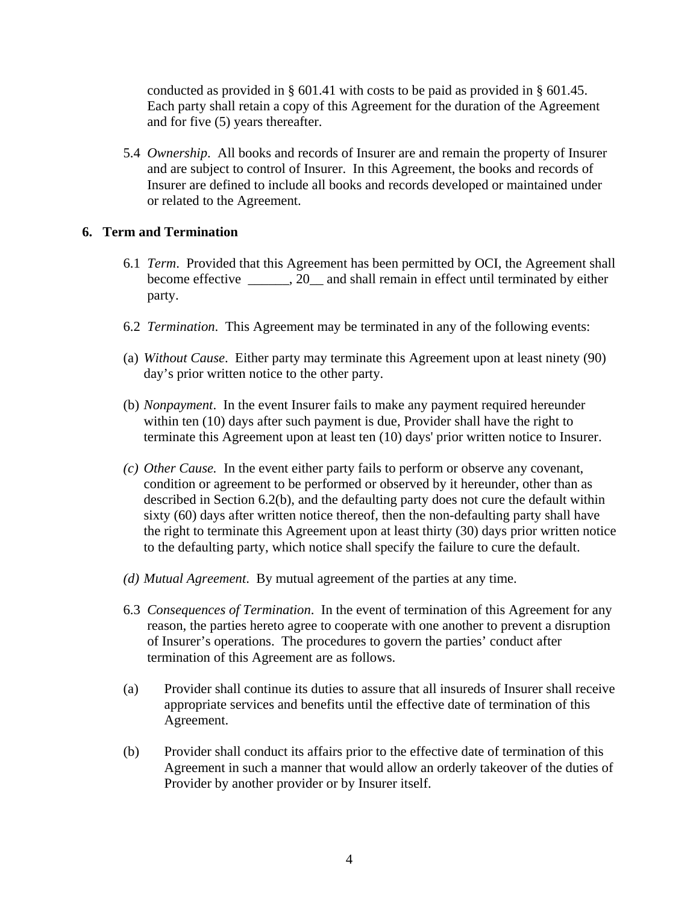conducted as provided in § 601.41 with costs to be paid as provided in § 601.45. Each party shall retain a copy of this Agreement for the duration of the Agreement and for five (5) years thereafter.

5.4 *Ownership*. All books and records of Insurer are and remain the property of Insurer and are subject to control of Insurer. In this Agreement, the books and records of Insurer are defined to include all books and records developed or maintained under or related to the Agreement.

## 6. Term and Termination

6.1 *Term*. Provided that this Agreement has been permitted by OCI, the Agreement shall become effective ______, 20__ and shall remain in effect until terminated by either party.

6.2 *Termination*. This Agreement may be terminated in any of the following events:

(a) *Without Cause*. Either party may terminate this Agreement upon at least ninety (90) day's prior written notice to the other party.

(b) *Nonpayment*. In the event Insurer fails to make any payment required hereunder within ten (10) days after such payment is due, Provider shall have the right to terminate this Agreement upon at least ten (10) days' prior written notice to Insurer.

*(c) Other Cause.* In the event either party fails to perform or observe any covenant, condition or agreement to be performed or observed by it hereunder, other than as described in Section 6.2(b), and the defaulting party does not cure the default within sixty (60) days after written notice thereof, then the non-defaulting party shall have the right to terminate this Agreement upon at least thirty (30) days prior written notice to the defaulting party, which notice shall specify the failure to cure the default.

*(d) Mutual Agreement*. By mutual agreement of the parties at any time.

6.3 *Consequences of Termination*. In the event of termination of this Agreement for any reason, the parties hereto agree to cooperate with one another to prevent a disruption of Insurer's operations. The procedures to govern the parties' conduct after termination of this Agreement are as follows.

(a) Provider shall continue its duties to assure that all insureds of Insurer shall receive appropriate services and benefits until the effective date of termination of this Agreement.

(b) Provider shall conduct its affairs prior to the effective date of termination of this Agreement in such a manner that would allow an orderly takeover of the duties of Provider by another provider or by Insurer itself.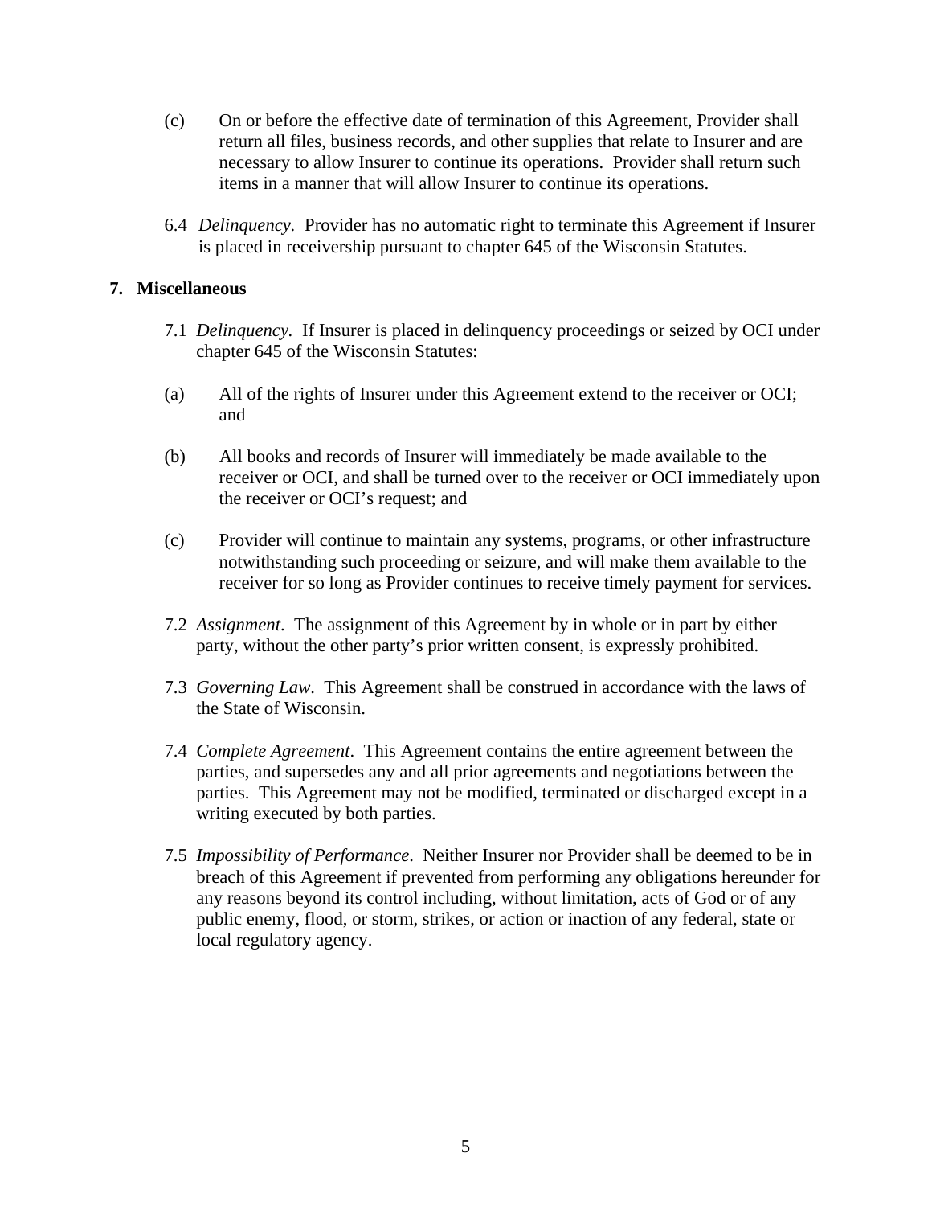(c) On or before the effective date of termination of this Agreement, Provider shall return all files, business records, and other supplies that relate to Insurer and are necessary to allow Insurer to continue its operations. Provider shall return such items in a manner that will allow Insurer to continue its operations.

6.4 *Delinquency.* Provider has no automatic right to terminate this Agreement if Insurer is placed in receivership pursuant to chapter 645 of the Wisconsin Statutes.

## 7. Miscellaneous

7.1 *Delinquency.* If Insurer is placed in delinquency proceedings or seized by OCI under chapter 645 of the Wisconsin Statutes:

(a) All of the rights of Insurer under this Agreement extend to the receiver or OCI; and

(b) All books and records of Insurer will immediately be made available to the receiver or OCI, and shall be turned over to the receiver or OCI immediately upon the receiver or OCI's request; and

(c) Provider will continue to maintain any systems, programs, or other infrastructure notwithstanding such proceeding or seizure, and will make them available to the receiver for so long as Provider continues to receive timely payment for services.

7.2 *Assignment*. The assignment of this Agreement by in whole or in part by either party, without the other party's prior written consent, is expressly prohibited.

7.3 *Governing Law*. This Agreement shall be construed in accordance with the laws of the State of Wisconsin.

7.4 *Complete Agreement*. This Agreement contains the entire agreement between the parties, and supersedes any and all prior agreements and negotiations between the parties. This Agreement may not be modified, terminated or discharged except in a writing executed by both parties.

7.5 *Impossibility of Performance*. Neither Insurer nor Provider shall be deemed to be in breach of this Agreement if prevented from performing any obligations hereunder for any reasons beyond its control including, without limitation, acts of God or of any public enemy, flood, or storm, strikes, or action or inaction of any federal, state or local regulatory agency.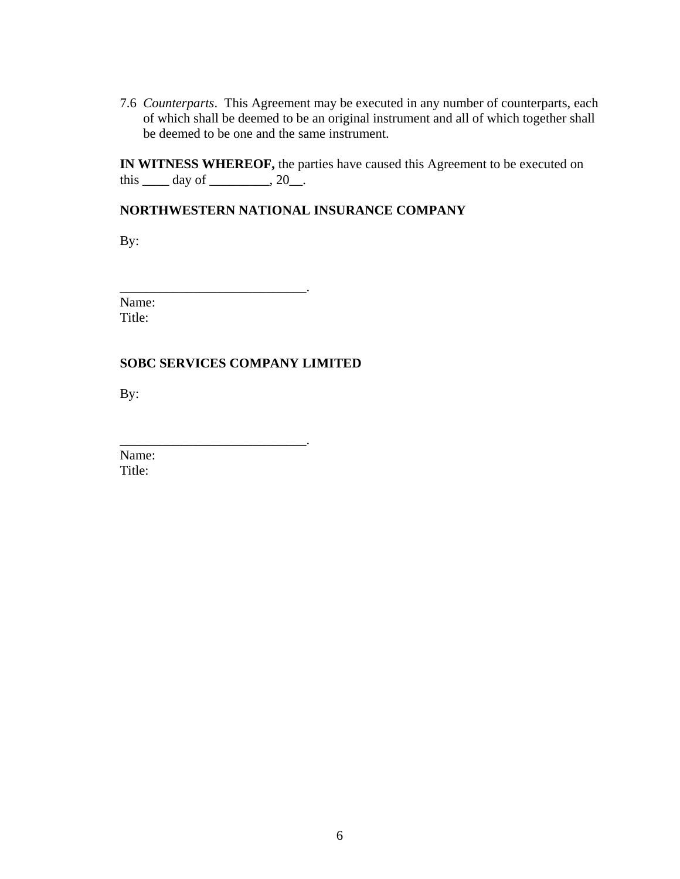7.6 *Counterparts*. This Agreement may be executed in any number of counterparts, each of which shall be deemed to be an original instrument and all of which together shall be deemed to be one and the same instrument.

**IN WITNESS WHEREOF,** the parties have caused this Agreement to be executed on this ____ day of _________, 20__.

**NORTHWESTERN NATIONAL INSURANCE COMPANY**

By:

____________________________.
Name:
Title:

**SOBC SERVICES COMPANY LIMITED**

By:

____________________________.
Name:
Title: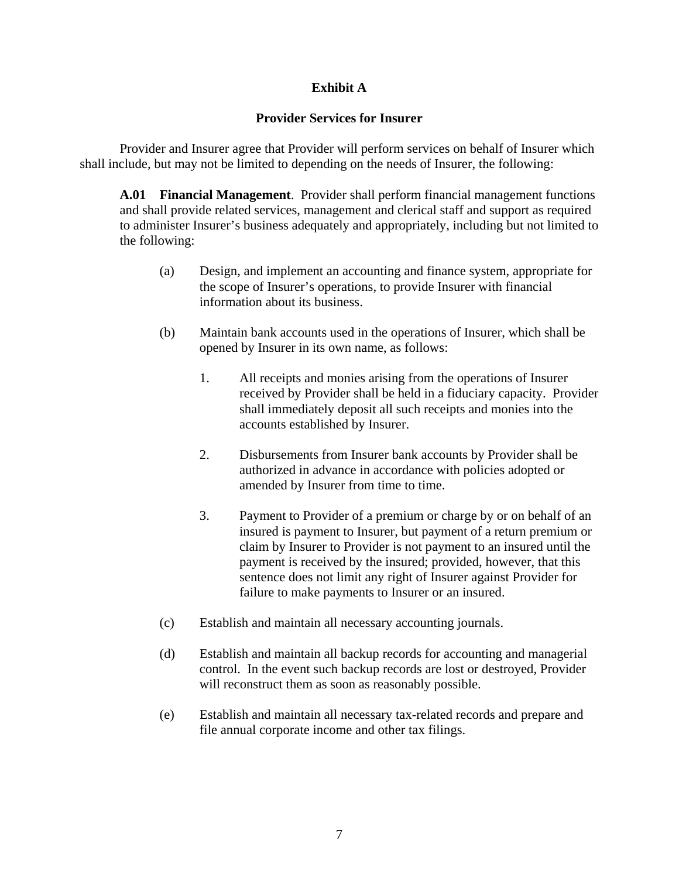## Exhibit A

## Provider Services for Insurer

Provider and Insurer agree that Provider will perform services on behalf of Insurer which shall include, but may not be limited to depending on the needs of Insurer, the following:

**A.01 Financial Management**. Provider shall perform financial management functions and shall provide related services, management and clerical staff and support as required to administer Insurer's business adequately and appropriately, including but not limited to the following:

(a) Design, and implement an accounting and finance system, appropriate for the scope of Insurer's operations, to provide Insurer with financial information about its business.

(b) Maintain bank accounts used in the operations of Insurer, which shall be opened by Insurer in its own name, as follows:

1. All receipts and monies arising from the operations of Insurer received by Provider shall be held in a fiduciary capacity. Provider shall immediately deposit all such receipts and monies into the accounts established by Insurer.

2. Disbursements from Insurer bank accounts by Provider shall be authorized in advance in accordance with policies adopted or amended by Insurer from time to time.

3. Payment to Provider of a premium or charge by or on behalf of an insured is payment to Insurer, but payment of a return premium or claim by Insurer to Provider is not payment to an insured until the payment is received by the insured; provided, however, that this sentence does not limit any right of Insurer against Provider for failure to make payments to Insurer or an insured.

(c) Establish and maintain all necessary accounting journals.

(d) Establish and maintain all backup records for accounting and managerial control. In the event such backup records are lost or destroyed, Provider will reconstruct them as soon as reasonably possible.

(e) Establish and maintain all necessary tax-related records and prepare and file annual corporate income and other tax filings.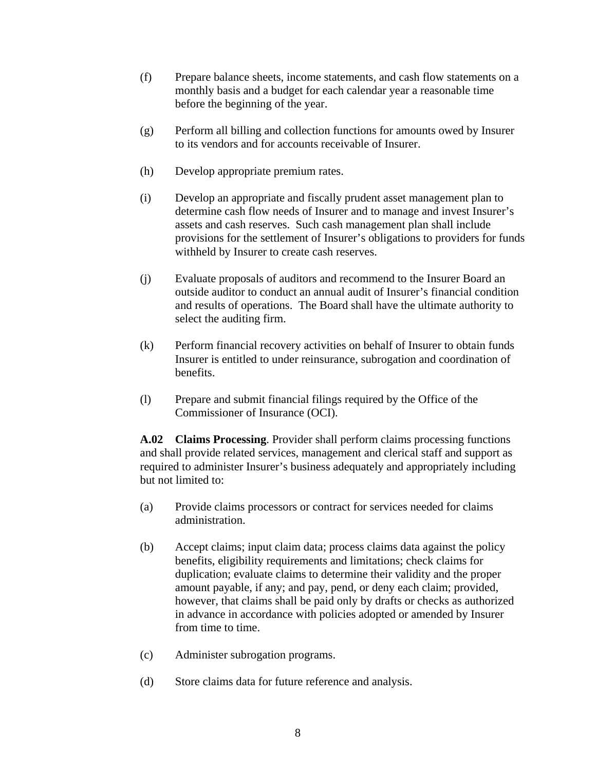(f) Prepare balance sheets, income statements, and cash flow statements on a monthly basis and a budget for each calendar year a reasonable time before the beginning of the year.

(g) Perform all billing and collection functions for amounts owed by Insurer to its vendors and for accounts receivable of Insurer.

(h) Develop appropriate premium rates.

(i) Develop an appropriate and fiscally prudent asset management plan to determine cash flow needs of Insurer and to manage and invest Insurer's assets and cash reserves. Such cash management plan shall include provisions for the settlement of Insurer's obligations to providers for funds withheld by Insurer to create cash reserves.

(j) Evaluate proposals of auditors and recommend to the Insurer Board an outside auditor to conduct an annual audit of Insurer's financial condition and results of operations. The Board shall have the ultimate authority to select the auditing firm.

(k) Perform financial recovery activities on behalf of Insurer to obtain funds Insurer is entitled to under reinsurance, subrogation and coordination of benefits.

(l) Prepare and submit financial filings required by the Office of the Commissioner of Insurance (OCI).

**A.02 Claims Processing**. Provider shall perform claims processing functions and shall provide related services, management and clerical staff and support as required to administer Insurer's business adequately and appropriately including but not limited to:

(a) Provide claims processors or contract for services needed for claims administration.

(b) Accept claims; input claim data; process claims data against the policy benefits, eligibility requirements and limitations; check claims for duplication; evaluate claims to determine their validity and the proper amount payable, if any; and pay, pend, or deny each claim; provided, however, that claims shall be paid only by drafts or checks as authorized in advance in accordance with policies adopted or amended by Insurer from time to time.

(c) Administer subrogation programs.

(d) Store claims data for future reference and analysis.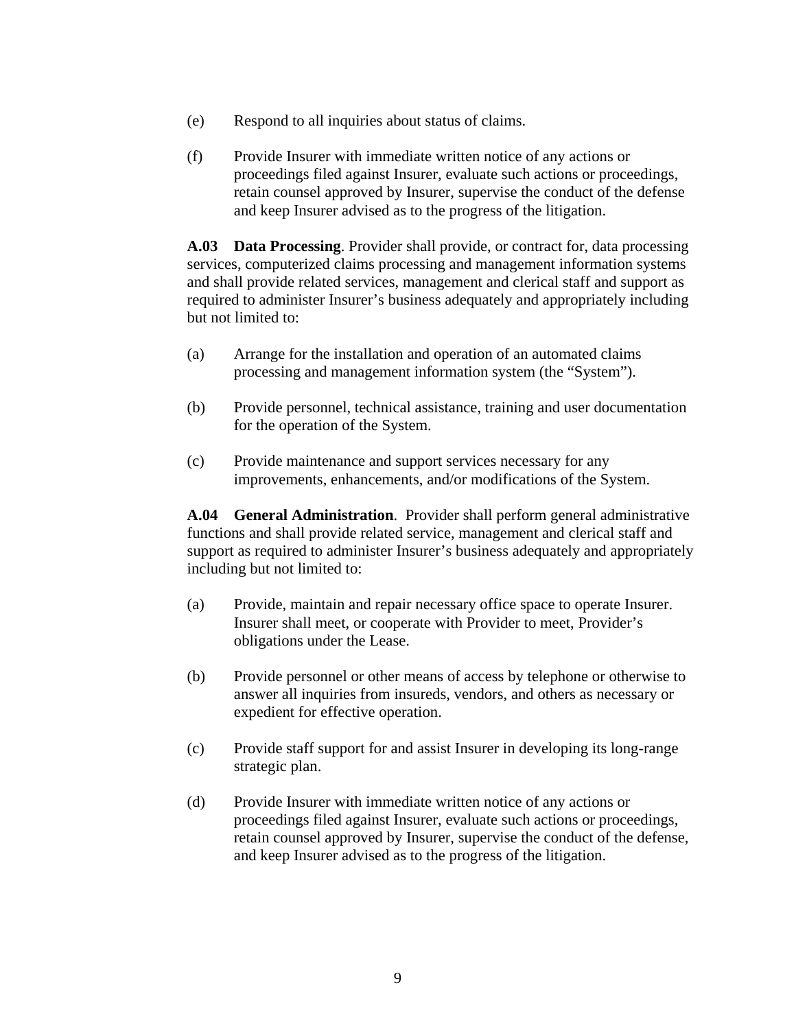(e) Respond to all inquiries about status of claims.

(f) Provide Insurer with immediate written notice of any actions or proceedings filed against Insurer, evaluate such actions or proceedings, retain counsel approved by Insurer, supervise the conduct of the defense and keep Insurer advised as to the progress of the litigation.

**A.03 Data Processing**. Provider shall provide, or contract for, data processing services, computerized claims processing and management information systems and shall provide related services, management and clerical staff and support as required to administer Insurer's business adequately and appropriately including but not limited to:

(a) Arrange for the installation and operation of an automated claims processing and management information system (the "System").

(b) Provide personnel, technical assistance, training and user documentation for the operation of the System.

(c) Provide maintenance and support services necessary for any improvements, enhancements, and/or modifications of the System.

**A.04 General Administration**. Provider shall perform general administrative functions and shall provide related service, management and clerical staff and support as required to administer Insurer's business adequately and appropriately including but not limited to:

(a) Provide, maintain and repair necessary office space to operate Insurer. Insurer shall meet, or cooperate with Provider to meet, Provider's obligations under the Lease.

(b) Provide personnel or other means of access by telephone or otherwise to answer all inquiries from insureds, vendors, and others as necessary or expedient for effective operation.

(c) Provide staff support for and assist Insurer in developing its long-range strategic plan.

(d) Provide Insurer with immediate written notice of any actions or proceedings filed against Insurer, evaluate such actions or proceedings, retain counsel approved by Insurer, supervise the conduct of the defense, and keep Insurer advised as to the progress of the litigation.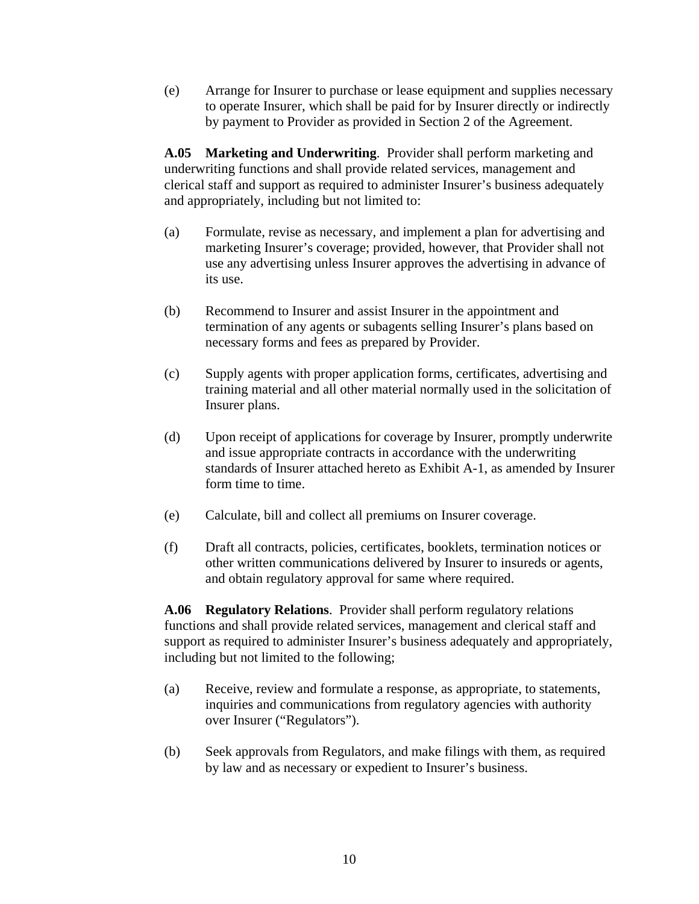(e) Arrange for Insurer to purchase or lease equipment and supplies necessary to operate Insurer, which shall be paid for by Insurer directly or indirectly by payment to Provider as provided in Section 2 of the Agreement.

**A.05 Marketing and Underwriting**. Provider shall perform marketing and underwriting functions and shall provide related services, management and clerical staff and support as required to administer Insurer's business adequately and appropriately, including but not limited to:

(a) Formulate, revise as necessary, and implement a plan for advertising and marketing Insurer's coverage; provided, however, that Provider shall not use any advertising unless Insurer approves the advertising in advance of its use.

(b) Recommend to Insurer and assist Insurer in the appointment and termination of any agents or subagents selling Insurer's plans based on necessary forms and fees as prepared by Provider.

(c) Supply agents with proper application forms, certificates, advertising and training material and all other material normally used in the solicitation of Insurer plans.

(d) Upon receipt of applications for coverage by Insurer, promptly underwrite and issue appropriate contracts in accordance with the underwriting standards of Insurer attached hereto as Exhibit A-1, as amended by Insurer form time to time.

(e) Calculate, bill and collect all premiums on Insurer coverage.

(f) Draft all contracts, policies, certificates, booklets, termination notices or other written communications delivered by Insurer to insureds or agents, and obtain regulatory approval for same where required.

**A.06 Regulatory Relations**. Provider shall perform regulatory relations functions and shall provide related services, management and clerical staff and support as required to administer Insurer's business adequately and appropriately, including but not limited to the following;

(a) Receive, review and formulate a response, as appropriate, to statements, inquiries and communications from regulatory agencies with authority over Insurer ("Regulators").

(b) Seek approvals from Regulators, and make filings with them, as required by law and as necessary or expedient to Insurer's business.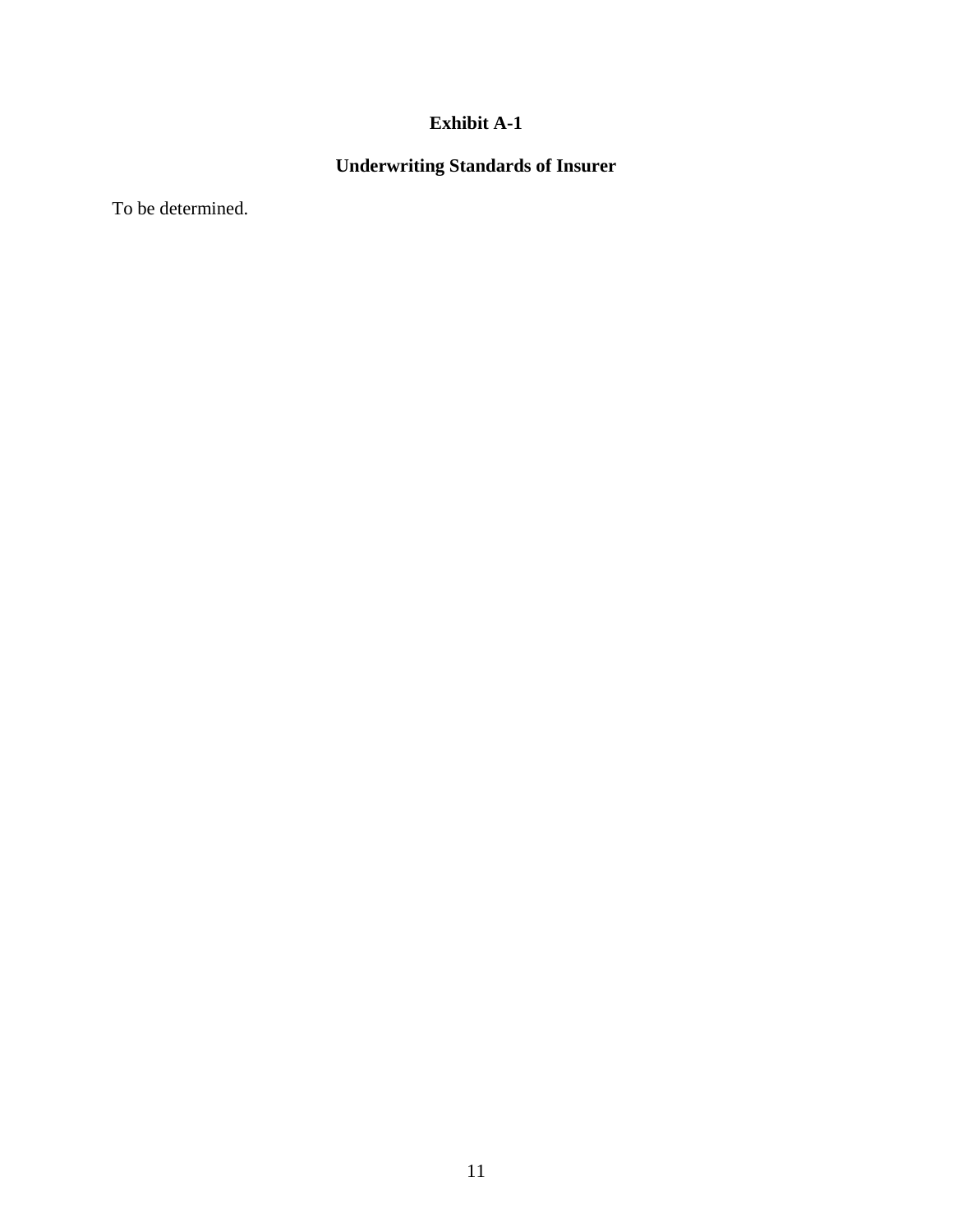# Exhibit A-1

## Underwriting Standards of Insurer

To be determined.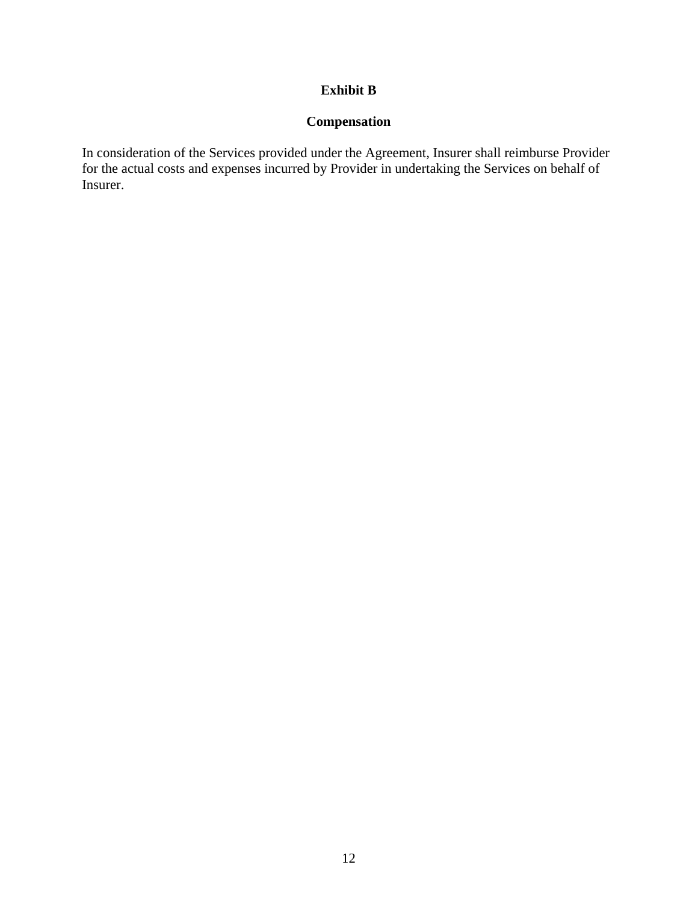# Exhibit B

## Compensation

In consideration of the Services provided under the Agreement, Insurer shall reimburse Provider for the actual costs and expenses incurred by Provider in undertaking the Services on behalf of Insurer.